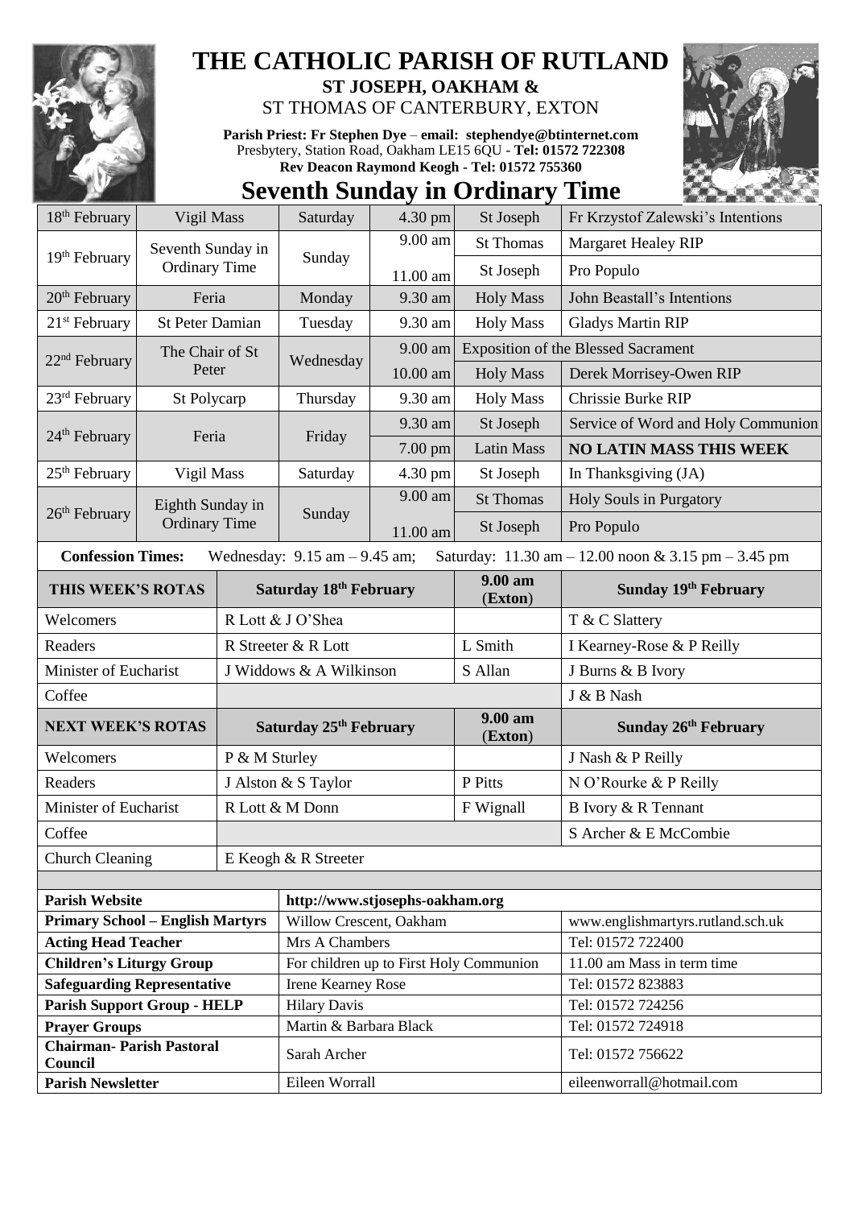# THE CATHOLIC PARISH OF RUTLAND

**ST JOSEPH, OAKHAM &**

ST THOMAS OF CANTERBURY, EXTON

**Parish Priest: Fr Stephen Dye** – **email: stephendye@btinternet.com**
Presbytery, Station Road, Oakham LE15 6QU - **Tel: 01572 722308**
**Rev Deacon Raymond Keogh - Tel: 01572 755360**

## Seventh Sunday in Ordinary Time

| | | | | | |
|---|---|---|---|---|---|
| 18th February | Vigil Mass | Saturday | 4.30 pm | St Joseph | Fr Krzystof Zalewski's Intentions |
| 19th February | Seventh Sunday in Ordinary Time | Sunday | 9.00 am | St Thomas | Margaret Healey RIP |
| | | | 11.00 am | St Joseph | Pro Populo |
| 20th February | Feria | Monday | 9.30 am | Holy Mass | John Beastall's Intentions |
| 21st February | St Peter Damian | Tuesday | 9.30 am | Holy Mass | Gladys Martin RIP |
| 22nd February | The Chair of St Peter | Wednesday | 9.00 am | Exposition of the Blessed Sacrament | |
| | | | 10.00 am | Holy Mass | Derek Morrisey-Owen RIP |
| 23rd February | St Polycarp | Thursday | 9.30 am | Holy Mass | Chrissie Burke RIP |
| 24th February | Feria | Friday | 9.30 am | St Joseph | Service of Word and Holy Communion |
| | | | 7.00 pm | Latin Mass | **NO LATIN MASS THIS WEEK** |
| 25th February | Vigil Mass | Saturday | 4.30 pm | St Joseph | In Thanksgiving (JA) |
| 26th February | Eighth Sunday in Ordinary Time | Sunday | 9.00 am | St Thomas | Holy Souls in Purgatory |
| | | | 11.00 am | St Joseph | Pro Populo |

**Confession Times:** Wednesday: 9.15 am – 9.45 am; Saturday: 11.30 am – 12.00 noon & 3.15 pm – 3.45 pm

| THIS WEEK'S ROTAS | Saturday 18th February | 9.00 am (Exton) | Sunday 19th February |
|---|---|---|---|
| Welcomers | R Lott & J O'Shea | | T & C Slattery |
| Readers | R Streeter & R Lott | L Smith | I Kearney-Rose & P Reilly |
| Minister of Eucharist | J Widdows & A Wilkinson | S Allan | J Burns & B Ivory |
| Coffee | | | J & B Nash |
| **NEXT WEEK'S ROTAS** | **Saturday 25th February** | **9.00 am (Exton)** | **Sunday 26th February** |
| Welcomers | P & M Sturley | | J Nash & P Reilly |
| Readers | J Alston & S Taylor | P Pitts | N O'Rourke & P Reilly |
| Minister of Eucharist | R Lott & M Donn | F Wignall | B Ivory & R Tennant |
| Coffee | | | S Archer & E McCombie |
| Church Cleaning | E Keogh & R Streeter | | |

| | | |
|---|---|---|
| **Parish Website** | http://www.stjosephs-oakham.org | |
| **Primary School – English Martyrs** | Willow Crescent, Oakham | www.englishmartyrs.rutland.sch.uk |
| **Acting Head Teacher** | Mrs A Chambers | Tel: 01572 722400 |
| **Children's Liturgy Group** | For children up to First Holy Communion | 11.00 am Mass in term time |
| **Safeguarding Representative** | Irene Kearney Rose | Tel: 01572 823883 |
| **Parish Support Group - HELP** | Hilary Davis | Tel: 01572 724256 |
| **Prayer Groups** | Martin & Barbara Black | Tel: 01572 724918 |
| **Chairman- Parish Pastoral Council** | Sarah Archer | Tel: 01572 756622 |
| **Parish Newsletter** | Eileen Worrall | eileenworrall@hotmail.com |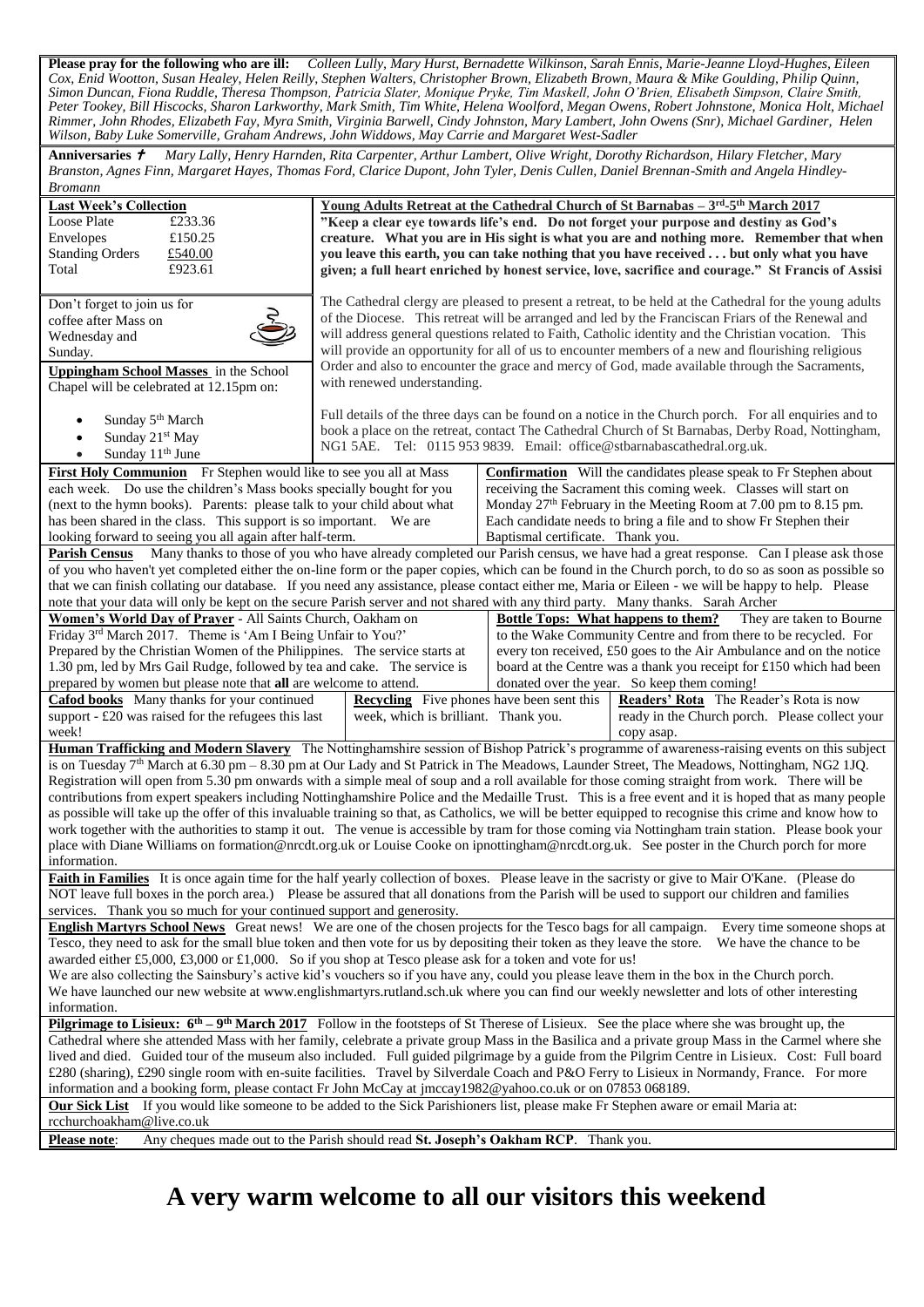**Please pray for the following who are ill:** *Colleen Lully, Mary Hurst, Bernadette Wilkinson, Sarah Ennis, Marie-Jeanne Lloyd-Hughes, Eileen Cox, Enid Wootton, Susan Healey, Helen Reilly, Stephen Walters, Christopher Brown, Elizabeth Brown, Maura & Mike Goulding, Philip Quinn, Simon Duncan, Fiona Ruddle, Theresa Thompson, Patricia Slater, Monique Pryke, Tim Maskell, John O'Brien, Elisabeth Simpson, Claire Smith, Peter Tookey, Bill Hiscocks, Sharon Larkworthy, Mark Smith, Tim White, Helena Woolford, Megan Owens, Robert Johnstone, Monica Holt, Michael Rimmer, John Rhodes, Elizabeth Fay, Myra Smith, Virginia Barwell, Cindy Johnston, Mary Lambert, John Owens (Snr), Michael Gardiner, Helen Wilson, Baby Luke Somerville, Graham Andrews, John Widdows, May Carrie and Margaret West-Sadler*

**Anniversaries** ✝ *Mary Lally, Henry Harnden, Rita Carpenter, Arthur Lambert, Olive Wright, Dorothy Richardson, Hilary Fletcher, Mary Branston, Agnes Finn, Margaret Hayes, Thomas Ford, Clarice Dupont, John Tyler, Denis Cullen, Daniel Brennan-Smith and Angela Hindley-Bromann*

**Last Week's Collection**

| | |
|---|---|
| Loose Plate | £233.36 |
| Envelopes | £150.25 |
| Standing Orders | £540.00 |
| Total | £923.61 |

Don't forget to join us for coffee after Mass on Wednesday and Sunday.

**Uppingham School Masses** in the School Chapel will be celebrated at 12.15pm on:

- Sunday 5th March
- Sunday 21st May
- Sunday 11th June

**Young Adults Retreat at the Cathedral Church of St Barnabas – 3rd-5th March 2017**

**"Keep a clear eye towards life's end. Do not forget your purpose and destiny as God's creature. What you are in His sight is what you are and nothing more. Remember that when you leave this earth, you can take nothing that you have received . . . but only what you have given; a full heart enriched by honest service, love, sacrifice and courage." St Francis of Assisi**

The Cathedral clergy are pleased to present a retreat, to be held at the Cathedral for the young adults of the Diocese. This retreat will be arranged and led by the Franciscan Friars of the Renewal and will address general questions related to Faith, Catholic identity and the Christian vocation. This will provide an opportunity for all of us to encounter members of a new and flourishing religious Order and also to encounter the grace and mercy of God, made available through the Sacraments, with renewed understanding.

Full details of the three days can be found on a notice in the Church porch. For all enquiries and to book a place on the retreat, contact The Cathedral Church of St Barnabas, Derby Road, Nottingham, NG1 5AE. Tel: 0115 953 9839. Email: office@stbarnabascathedral.org.uk.

**First Holy Communion** Fr Stephen would like to see you all at Mass each week. Do use the children's Mass books specially bought for you (next to the hymn books). Parents: please talk to your child about what has been shared in the class. This support is so important. We are looking forward to seeing you all again after half-term.

**Confirmation** Will the candidates please speak to Fr Stephen about receiving the Sacrament this coming week. Classes will start on Monday 27th February in the Meeting Room at 7.00 pm to 8.15 pm. Each candidate needs to bring a file and to show Fr Stephen their Baptismal certificate. Thank you.

**Parish Census** Many thanks to those of you who have already completed our Parish census, we have had a great response. Can I please ask those of you who haven't yet completed either the on-line form or the paper copies, which can be found in the Church porch, to do so as soon as possible so that we can finish collating our database. If you need any assistance, please contact either me, Maria or Eileen - we will be happy to help. Please note that your data will only be kept on the secure Parish server and not shared with any third party. Many thanks. Sarah Archer

**Women's World Day of Prayer** - All Saints Church, Oakham on Friday 3rd March 2017. Theme is 'Am I Being Unfair to You?' Prepared by the Christian Women of the Philippines. The service starts at 1.30 pm, led by Mrs Gail Rudge, followed by tea and cake. The service is prepared by women but please note that **all** are welcome to attend.

**Bottle Tops: What happens to them?** They are taken to Bourne to the Wake Community Centre and from there to be recycled. For every ton received, £50 goes to the Air Ambulance and on the notice board at the Centre was a thank you receipt for £150 which had been donated over the year. So keep them coming!

**Cafod books** Many thanks for your continued support - £20 was raised for the refugees this last week!

**Recycling** Five phones have been sent this week, which is brilliant. Thank you.

**Readers' Rota** The Reader's Rota is now ready in the Church porch. Please collect your copy asap.

**Human Trafficking and Modern Slavery** The Nottinghamshire session of Bishop Patrick's programme of awareness-raising events on this subject is on Tuesday 7th March at 6.30 pm – 8.30 pm at Our Lady and St Patrick in The Meadows, Launder Street, The Meadows, Nottingham, NG2 1JQ. Registration will open from 5.30 pm onwards with a simple meal of soup and a roll available for those coming straight from work. There will be contributions from expert speakers including Nottinghamshire Police and the Medaille Trust. This is a free event and it is hoped that as many people as possible will take up the offer of this invaluable training so that, as Catholics, we will be better equipped to recognise this crime and know how to work together with the authorities to stamp it out. The venue is accessible by tram for those coming via Nottingham train station. Please book your place with Diane Williams on formation@nrcdt.org.uk or Louise Cooke on ipnottingham@nrcdt.org.uk. See poster in the Church porch for more information.

**Faith in Families** It is once again time for the half yearly collection of boxes. Please leave in the sacristy or give to Mair O'Kane. (Please do NOT leave full boxes in the porch area.) Please be assured that all donations from the Parish will be used to support our children and families services. Thank you so much for your continued support and generosity.

**English Martyrs School News** Great news! We are one of the chosen projects for the Tesco bags for all campaign. Every time someone shops at Tesco, they need to ask for the small blue token and then vote for us by depositing their token as they leave the store. We have the chance to be awarded either £5,000, £3,000 or £1,000. So if you shop at Tesco please ask for a token and vote for us!

We are also collecting the Sainsbury's active kid's vouchers so if you have any, could you please leave them in the box in the Church porch.

We have launched our new website at www.englishmartyrs.rutland.sch.uk where you can find our weekly newsletter and lots of other interesting information.

**Pilgrimage to Lisieux: 6th – 9th March 2017** Follow in the footsteps of St Therese of Lisieux. See the place where she was brought up, the Cathedral where she attended Mass with her family, celebrate a private group Mass in the Basilica and a private group Mass in the Carmel where she lived and died. Guided tour of the museum also included. Full guided pilgrimage by a guide from the Pilgrim Centre in Lisieux. Cost: Full board £280 (sharing), £290 single room with en-suite facilities. Travel by Silverdale Coach and P&O Ferry to Lisieux in Normandy, France. For more information and a booking form, please contact Fr John McCay at jmccay1982@yahoo.co.uk or on 07853 068189.

**Our Sick List** If you would like someone to be added to the Sick Parishioners list, please make Fr Stephen aware or email Maria at: rcchurchoakham@live.co.uk

**Please note**: Any cheques made out to the Parish should read **St. Joseph's Oakham RCP**. Thank you.

# A very warm welcome to all our visitors this weekend